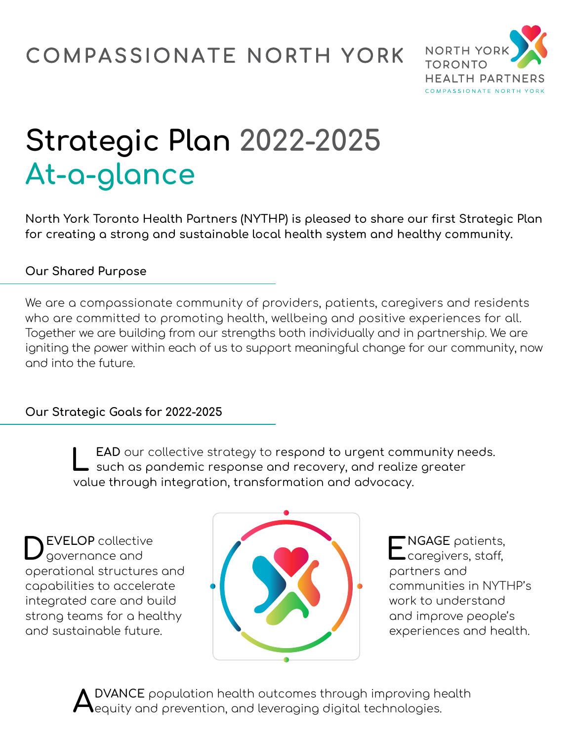# COMPASSIONATE NORTH YORK

NORTH YORK TORONTO HEALTH PARTNERS
COMPASSIONATE NORTH YORK

# Strategic Plan 2022-2025
## At-a-glance

**North York Toronto Health Partners (NYTHP) is pleased to share our first Strategic Plan for creating a strong and sustainable local health system and healthy community.**

### Our Shared Purpose

We are a compassionate community of providers, patients, caregivers and residents who are committed to promoting health, wellbeing and positive experiences for all. Together we are building from our strengths both individually and in partnership. We are igniting the power within each of us to support meaningful change for our community, now and into the future.

### Our Strategic Goals for 2022-2025

**LEAD** our collective strategy to respond to urgent community needs. such as pandemic response and recovery, and realize greater value through integration, transformation and advocacy.

**DEVELOP** collective governance and operational structures and capabilities to accelerate integrated care and build strong teams for a healthy and sustainable future.

**ENGAGE** patients, caregivers, staff, partners and communities in NYTHP's work to understand and improve people's experiences and health.

**ADVANCE** population health outcomes through improving health equity and prevention, and leveraging digital technologies.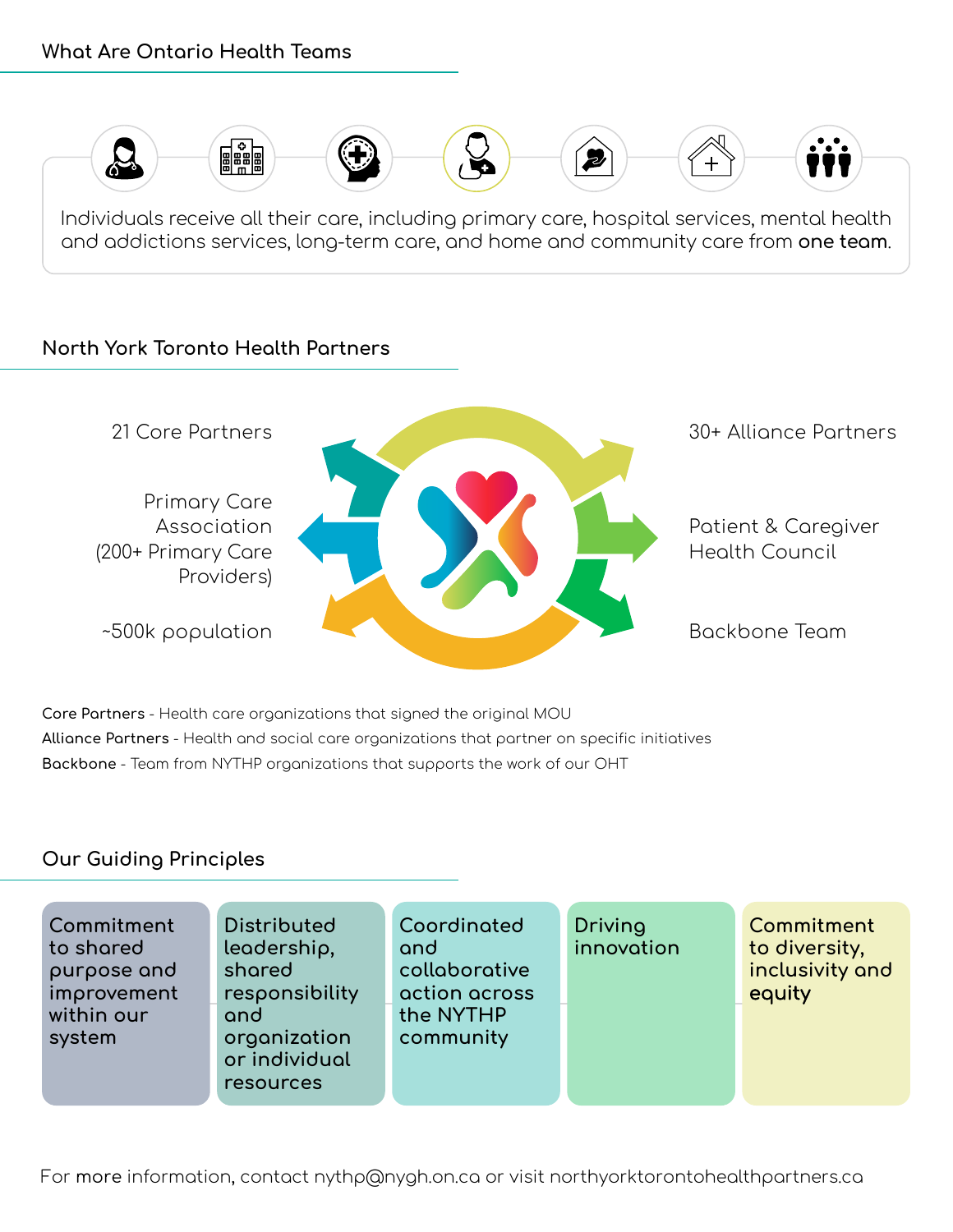## What Are Ontario Health Teams

Individuals receive all their care, including primary care, hospital services, mental health and addictions services, long-term care, and home and community care from **one team**.

## North York Toronto Health Partners

21 Core Partners

Primary Care Association (200+ Primary Care Providers)

~500k population

30+ Alliance Partners

Patient & Caregiver Health Council

Backbone Team

**Core Partners** - Health care organizations that signed the original MOU

**Alliance Partners** - Health and social care organizations that partner on specific initiatives

**Backbone** - Team from NYTHP organizations that supports the work of our OHT

## Our Guiding Principles

- Commitment to shared purpose and improvement within our system
- Distributed leadership, shared responsibility and organization or individual resources
- Coordinated and collaborative action across the NYTHP community
- Driving innovation
- Commitment to diversity, inclusivity and equity

For **more** information, contact nythp@nygh.on.ca or visit northyorktorontohealthpartners.ca